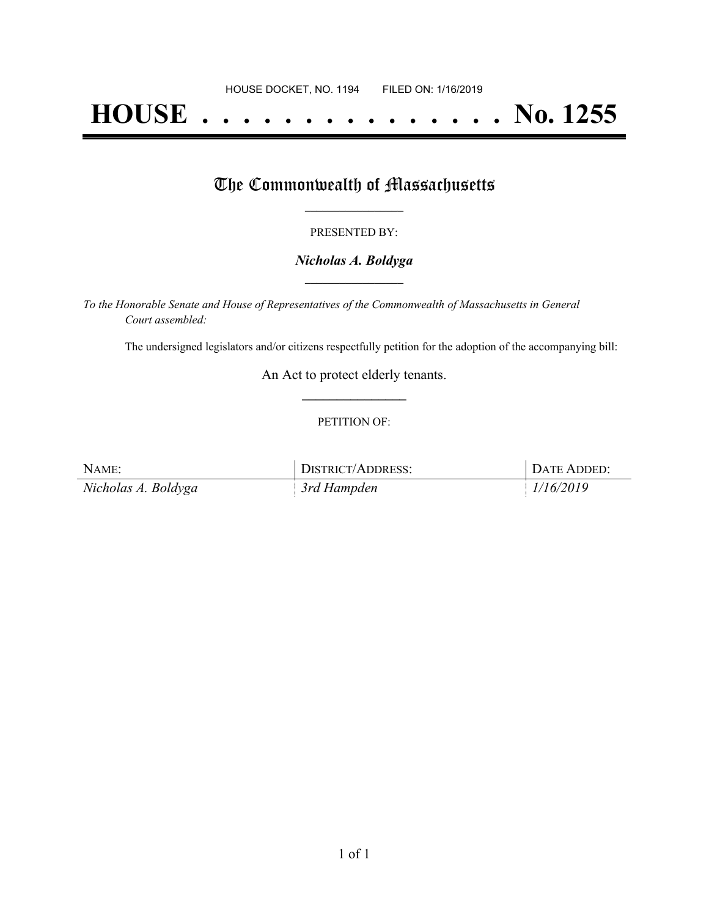HOUSE DOCKET, NO. 1194 FILED ON: 1/16/2019

# HOUSE . . . . . . . . . . . . . . . No. 1255

## The Commonwealth of Massachusetts

PRESENTED BY:

***Nicholas A. Boldyga***

*To the Honorable Senate and House of Representatives of the Commonwealth of Massachusetts in General Court assembled:*

The undersigned legislators and/or citizens respectfully petition for the adoption of the accompanying bill:

An Act to protect elderly tenants.

PETITION OF:

| NAME: | DISTRICT/ADDRESS: | DATE ADDED: |
| --- | --- | --- |
| *Nicholas A. Boldyga* | *3rd Hampden* | *1/16/2019* |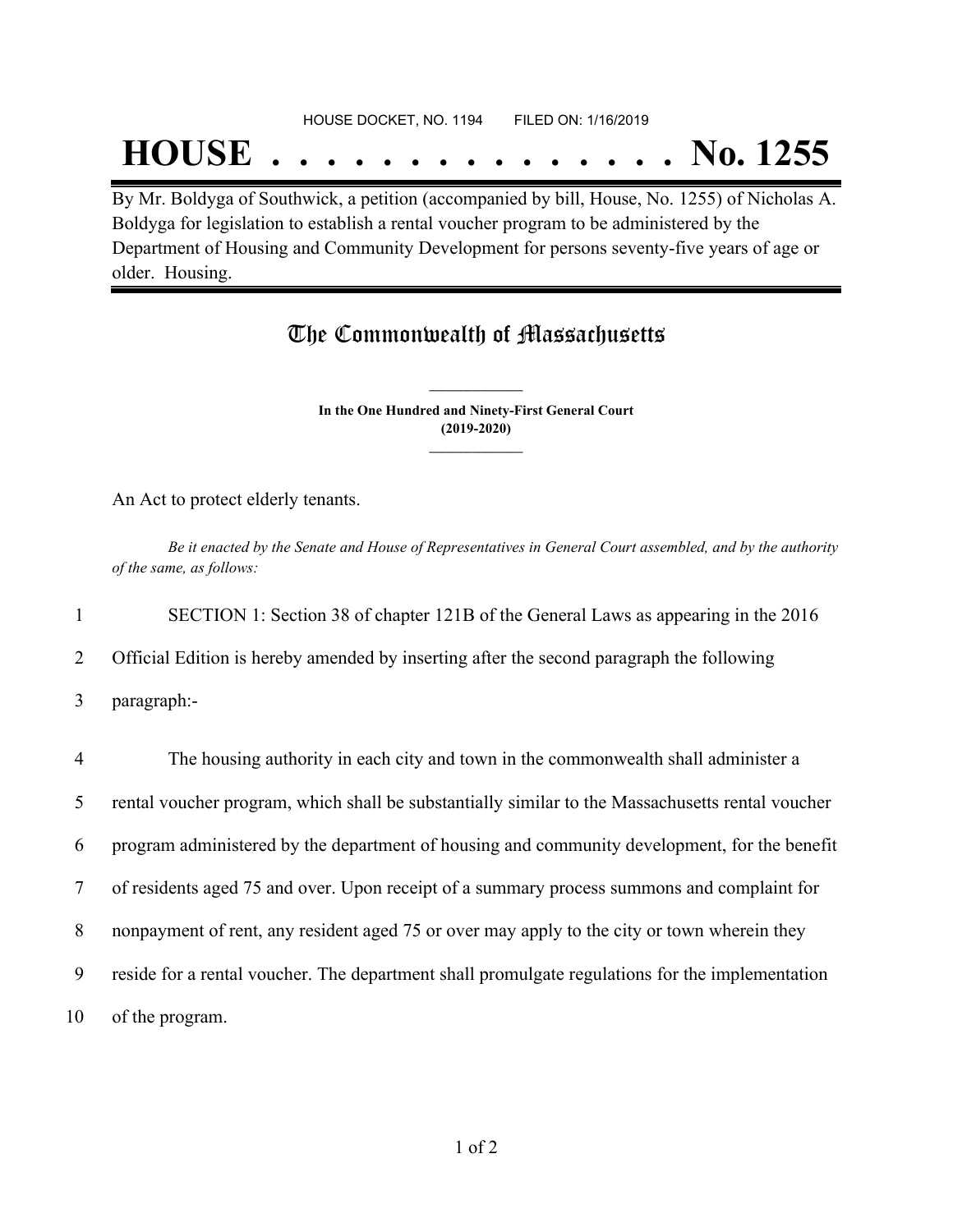HOUSE DOCKET, NO. 1194        FILED ON: 1/16/2019

# HOUSE . . . . . . . . . . . . . . . No. 1255

By Mr. Boldyga of Southwick, a petition (accompanied by bill, House, No. 1255) of Nicholas A. Boldyga for legislation to establish a rental voucher program to be administered by the Department of Housing and Community Development for persons seventy-five years of age or older. Housing.

## The Commonwealth of Massachusetts

**In the One Hundred and Ninety-First General Court**
**(2019-2020)**

An Act to protect elderly tenants.

*Be it enacted by the Senate and House of Representatives in General Court assembled, and by the authority of the same, as follows:*

1 SECTION 1: Section 38 of chapter 121B of the General Laws as appearing in the 2016
2 Official Edition is hereby amended by inserting after the second paragraph the following
3 paragraph:-

4 The housing authority in each city and town in the commonwealth shall administer a
5 rental voucher program, which shall be substantially similar to the Massachusetts rental voucher
6 program administered by the department of housing and community development, for the benefit
7 of residents aged 75 and over. Upon receipt of a summary process summons and complaint for
8 nonpayment of rent, any resident aged 75 or over may apply to the city or town wherein they
9 reside for a rental voucher. The department shall promulgate regulations for the implementation
10 of the program.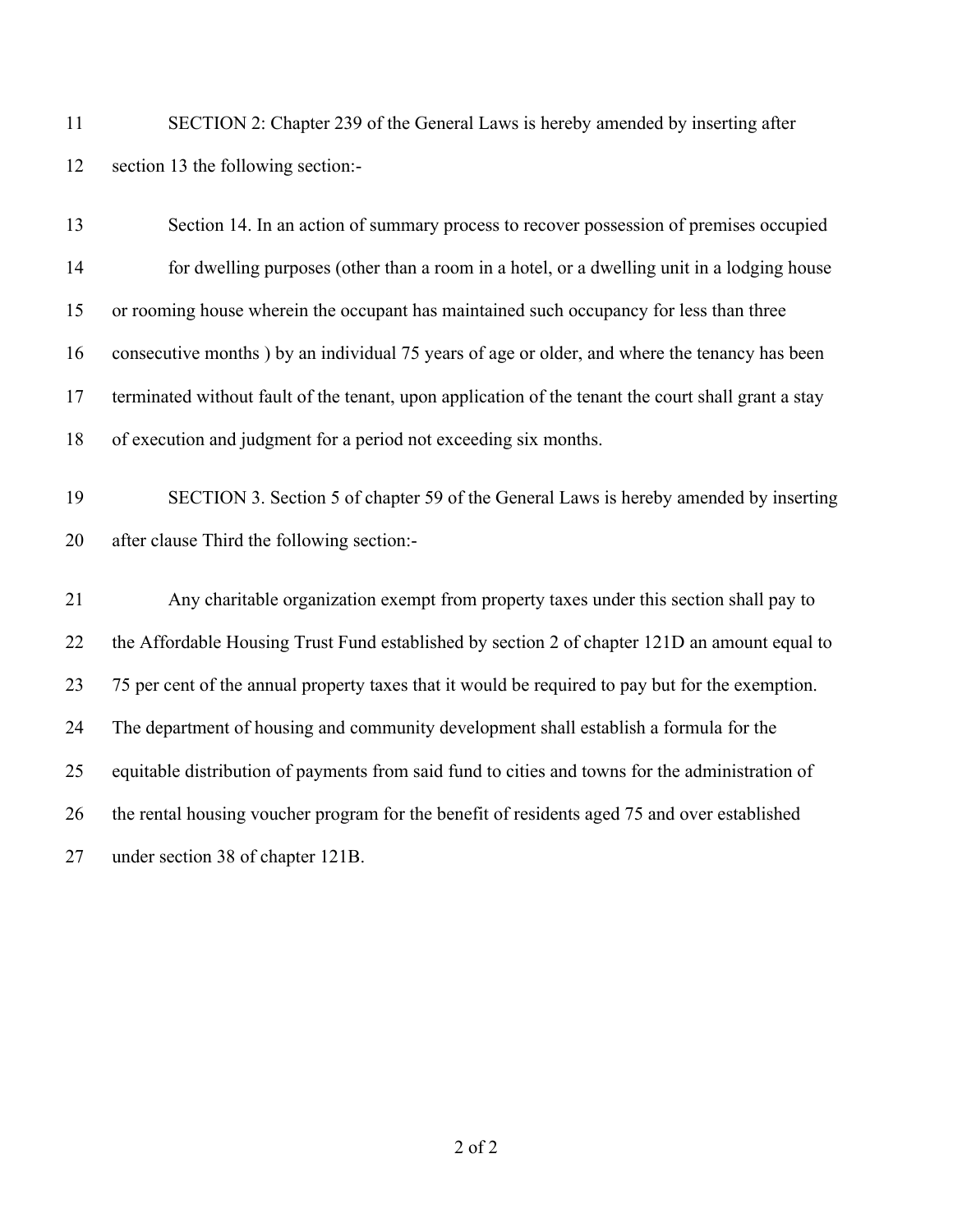SECTION 2: Chapter 239 of the General Laws is hereby amended by inserting after section 13 the following section:-

Section 14. In an action of summary process to recover possession of premises occupied for dwelling purposes (other than a room in a hotel, or a dwelling unit in a lodging house or rooming house wherein the occupant has maintained such occupancy for less than three consecutive months ) by an individual 75 years of age or older, and where the tenancy has been terminated without fault of the tenant, upon application of the tenant the court shall grant a stay of execution and judgment for a period not exceeding six months.

SECTION 3. Section 5 of chapter 59 of the General Laws is hereby amended by inserting after clause Third the following section:-

Any charitable organization exempt from property taxes under this section shall pay to the Affordable Housing Trust Fund established by section 2 of chapter 121D an amount equal to 75 per cent of the annual property taxes that it would be required to pay but for the exemption. The department of housing and community development shall establish a formula for the equitable distribution of payments from said fund to cities and towns for the administration of the rental housing voucher program for the benefit of residents aged 75 and over established under section 38 of chapter 121B.